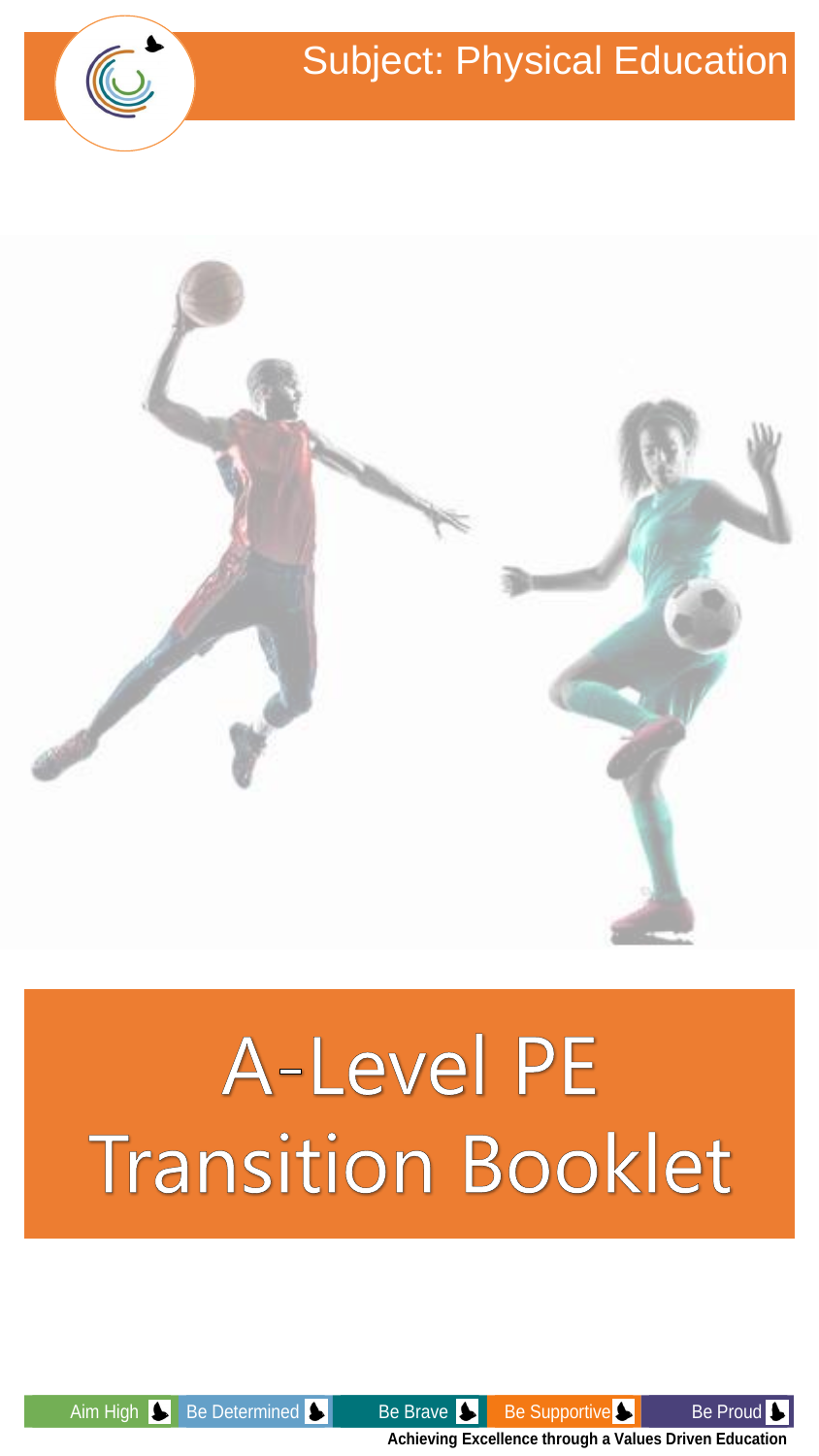Subject: Physical Education

# A-Level PE Transition Booklet

Aim High | Be Determined | Be Brave | Be Supportive | Be Proud

**Achieving Excellence through a Values Driven Education**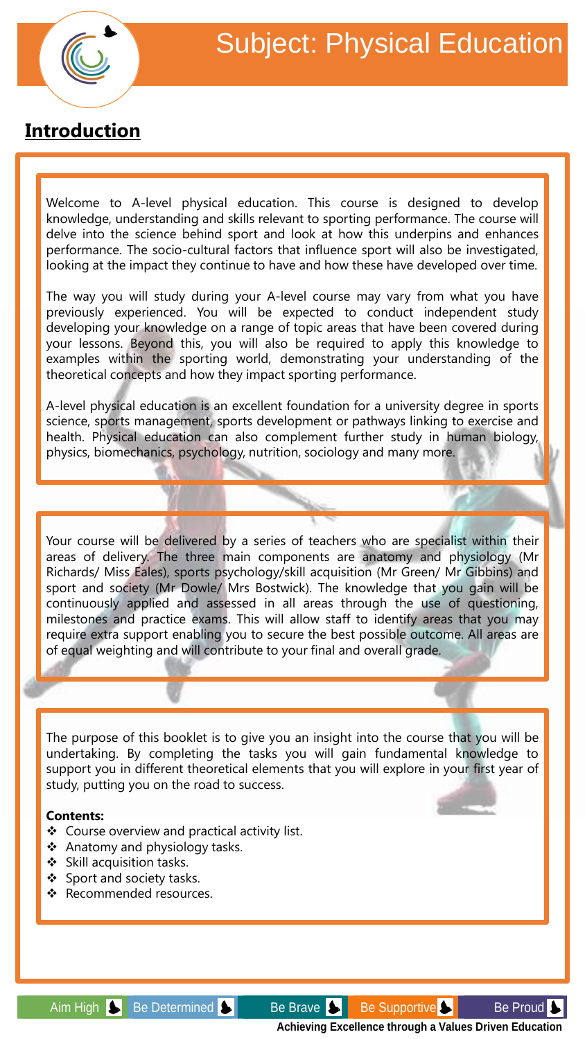# Subject: Physical Education

## Introduction

Welcome to A-level physical education. This course is designed to develop knowledge, understanding and skills relevant to sporting performance. The course will delve into the science behind sport and look at how this underpins and enhances performance. The socio-cultural factors that influence sport will also be investigated, looking at the impact they continue to have and how these have developed over time.

The way you will study during your A-level course may vary from what you have previously experienced. You will be expected to conduct independent study developing your knowledge on a range of topic areas that have been covered during your lessons. Beyond this, you will also be required to apply this knowledge to examples within the sporting world, demonstrating your understanding of the theoretical concepts and how they impact sporting performance.

A-level physical education is an excellent foundation for a university degree in sports science, sports management, sports development or pathways linking to exercise and health. Physical education can also complement further study in human biology, physics, biomechanics, psychology, nutrition, sociology and many more.

Your course will be delivered by a series of teachers who are specialist within their areas of delivery. The three main components are anatomy and physiology (Mr Richards/ Miss Eales), sports psychology/skill acquisition (Mr Green/ Mr Gibbins) and sport and society (Mr Dowle/ Mrs Bostwick). The knowledge that you gain will be continuously applied and assessed in all areas through the use of questioning, milestones and practice exams. This will allow staff to identify areas that you may require extra support enabling you to secure the best possible outcome. All areas are of equal weighting and will contribute to your final and overall grade.

The purpose of this booklet is to give you an insight into the course that you will be undertaking. By completing the tasks you will gain fundamental knowledge to support you in different theoretical elements that you will explore in your first year of study, putting you on the road to success.

**Contents:**

- Course overview and practical activity list.
- Anatomy and physiology tasks.
- Skill acquisition tasks.
- Sport and society tasks.
- Recommended resources.

Aim High | Be Determined | Be Brave | Be Supportive | Be Proud

**Achieving Excellence through a Values Driven Education**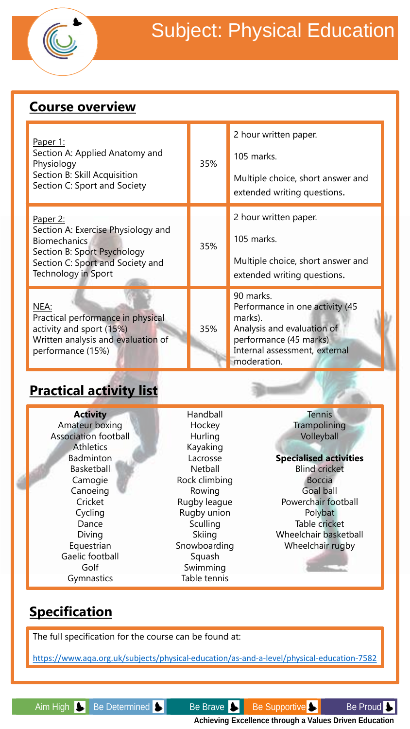# Subject: Physical Education

## Course overview

| Paper 1:<br>Section A: Applied Anatomy and Physiology<br>Section B: Skill Acquisition<br>Section C: Sport and Society | 35% | 2 hour written paper.<br>105 marks.<br>Multiple choice, short answer and extended writing questions. |
|---|---|---|
| Paper 2:<br>Section A: Exercise Physiology and Biomechanics<br>Section B: Sport Psychology<br>Section C: Sport and Society and Technology in Sport | 35% | 2 hour written paper.<br>105 marks.<br>Multiple choice, short answer and extended writing questions. |
| NEA:<br>Practical performance in physical activity and sport (15%)<br>Written analysis and evaluation of performance (15%) | 35% | 90 marks.<br>Performance in one activity (45 marks).<br>Analysis and evaluation of performance (45 marks)<br>Internal assessment, external moderation. |

## Practical activity list

**Activity**

- Amateur boxing
- Association football
- Athletics
- Badminton
- Basketball
- Camogie
- Canoeing
- Cricket
- Cycling
- Dance
- Diving
- Equestrian
- Gaelic football
- Golf
- Gymnastics
- Handball
- Hockey
- Hurling
- Kayaking
- Lacrosse
- Netball
- Rock climbing
- Rowing
- Rugby league
- Rugby union
- Sculling
- Skiing
- Snowboarding
- Squash
- Swimming
- Table tennis
- Tennis
- Trampolining
- Volleyball

**Specialised activities**

- Blind cricket
- Boccia
- Goal ball
- Powerchair football
- Polybat
- Table cricket
- Wheelchair basketball
- Wheelchair rugby

## Specification

The full specification for the course can be found at:

https://www.aqa.org.uk/subjects/physical-education/as-and-a-level/physical-education-7582

Aim High | Be Determined | Be Brave | Be Supportive | Be Proud

**Achieving Excellence through a Values Driven Education**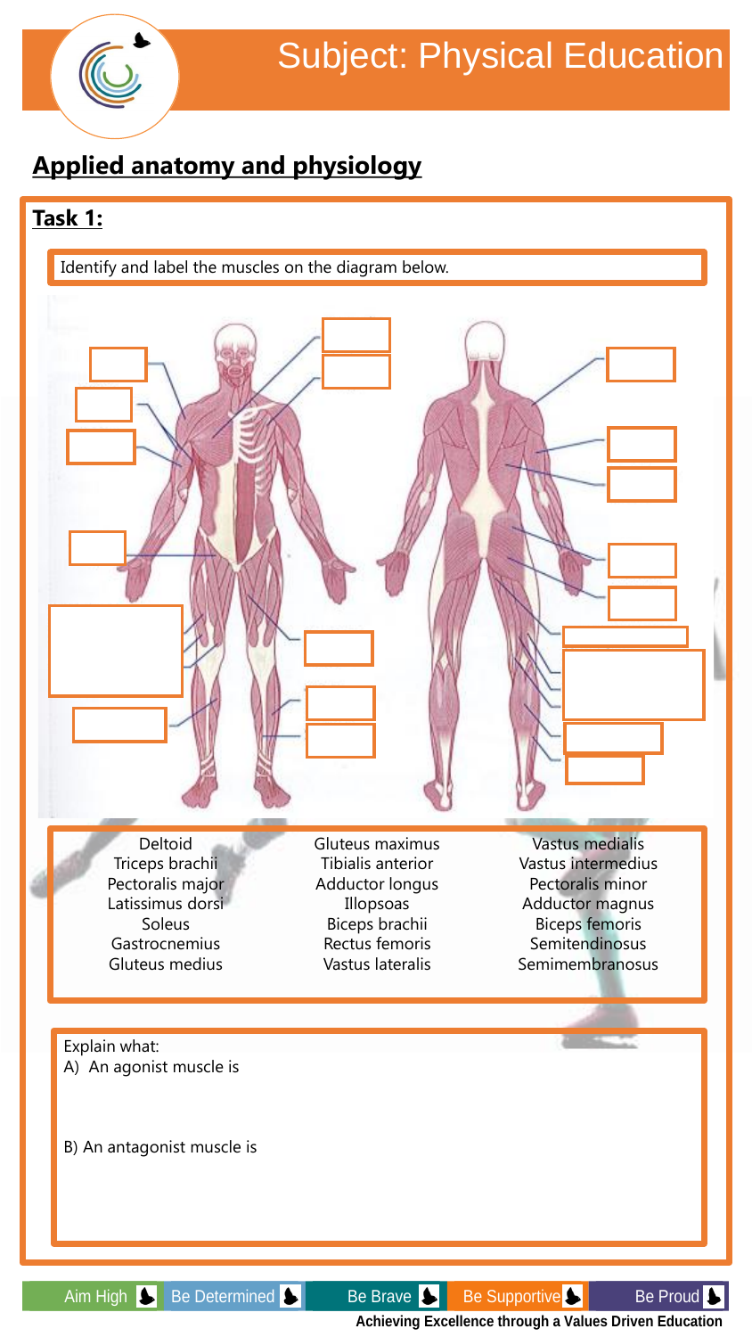## Subject: Physical Education

## **Applied anatomy and physiology**

### **Task 1:**

Identify and label the muscles on the diagram below.

| | | |
|---|---|---|
| Deltoid | Gluteus maximus | Vastus medialis |
| Triceps brachii | Tibialis anterior | Vastus intermedius |
| Pectoralis major | Adductor longus | Pectoralis minor |
| Latissimus dorsi | Illopsoas | Adductor magnus |
| Soleus | Biceps brachii | Biceps femoris |
| Gastrocnemius | Rectus femoris | Semitendinosus |
| Gluteus medius | Vastus lateralis | Semimembranosus |

Explain what:

A) An agonist muscle is

B) An antagonist muscle is

Aim High | Be Determined | Be Brave | Be Supportive | Be Proud

**Achieving Excellence through a Values Driven Education**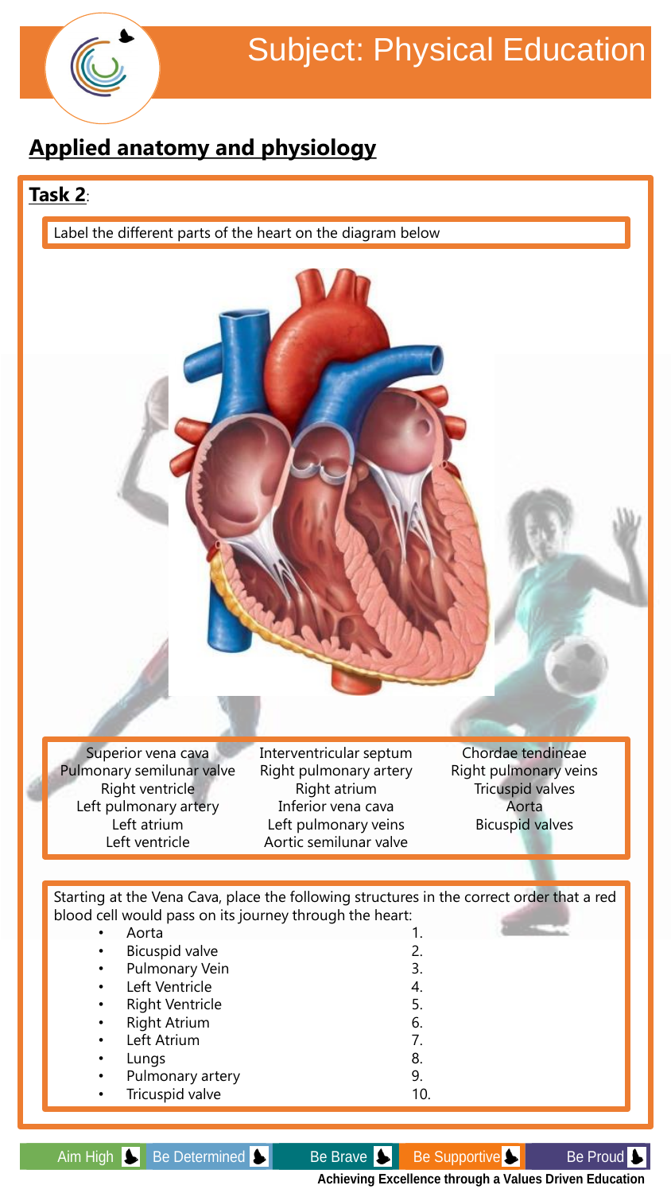# Subject: Physical Education

## Applied anatomy and physiology

**Task 2**:

Label the different parts of the heart on the diagram below

| | | |
|---|---|---|
| Superior vena cava | Interventricular septum | Chordae tendineae |
| Pulmonary semilunar valve | Right pulmonary artery | Right pulmonary veins |
| Right ventricle | Right atrium | Tricuspid valves |
| Left pulmonary artery | Inferior vena cava | Aorta |
| Left atrium | Left pulmonary veins | Bicuspid valves |
| Left ventricle | Aortic semilunar valve | |

Starting at the Vena Cava, place the following structures in the correct order that a red blood cell would pass on its journey through the heart:

- Aorta
- Bicuspid valve
- Pulmonary Vein
- Left Ventricle
- Right Ventricle
- Right Atrium
- Left Atrium
- Lungs
- Pulmonary artery
- Tricuspid valve

1.
2.
3.
4.
5.
6.
7.
8.
9.
10.

Aim High | Be Determined | Be Brave | Be Supportive | Be Proud

**Achieving Excellence through a Values Driven Education**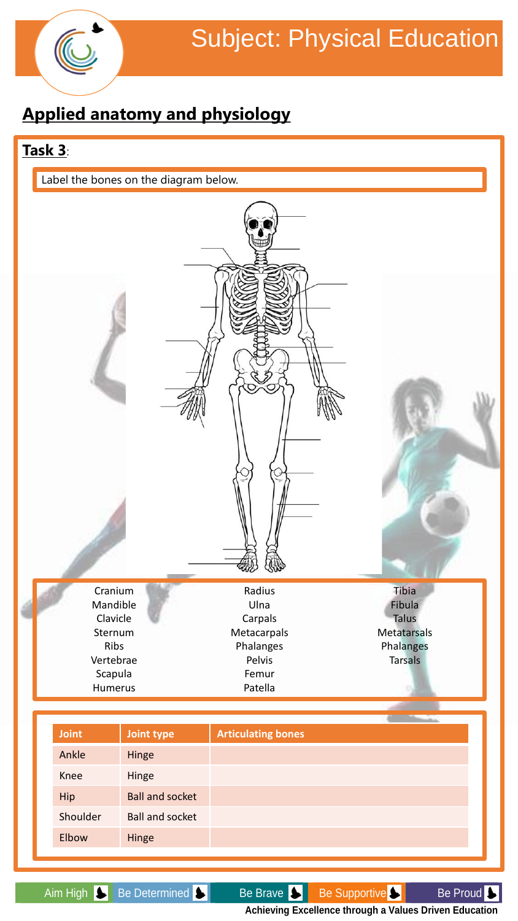# Subject: Physical Education

## Applied anatomy and physiology

**Task 3**:

Label the bones on the diagram below.

| | | |
|---|---|---|
| Cranium | Radius | Tibia |
| Mandible | Ulna | Fibula |
| Clavicle | Carpals | Talus |
| Sternum | Metacarpals | Metatarsals |
| Ribs | Phalanges | Phalanges |
| Vertebrae | Pelvis | Tarsals |
| Scapula | Femur | |
| Humerus | Patella | |

| Joint | Joint type | Articulating bones |
|---|---|---|
| Ankle | Hinge | |
| Knee | Hinge | |
| Hip | Ball and socket | |
| Shoulder | Ball and socket | |
| Elbow | Hinge | |

Aim High | Be Determined | Be Brave | Be Supportive | Be Proud

Achieving Excellence through a Values Driven Education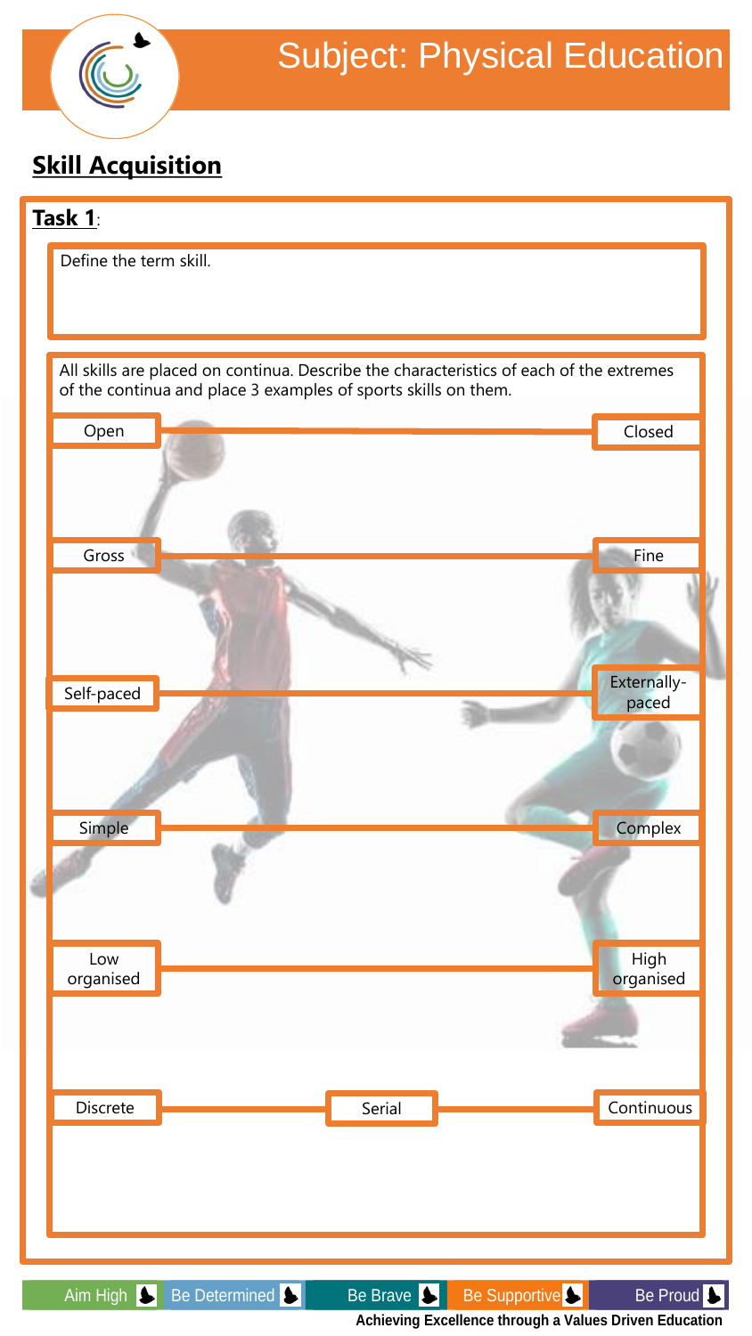Subject: Physical Education

## Skill Acquisition

**Task 1**:

Define the term skill.

All skills are placed on continua. Describe the characteristics of each of the extremes of the continua and place 3 examples of sports skills on them.

Open — Closed

Gross — Fine

Self-paced — Externally-paced

Simple — Complex

Low organised — High organised

Discrete — Serial — Continuous

Aim High | Be Determined | Be Brave | Be Supportive | Be Proud

**Achieving Excellence through a Values Driven Education**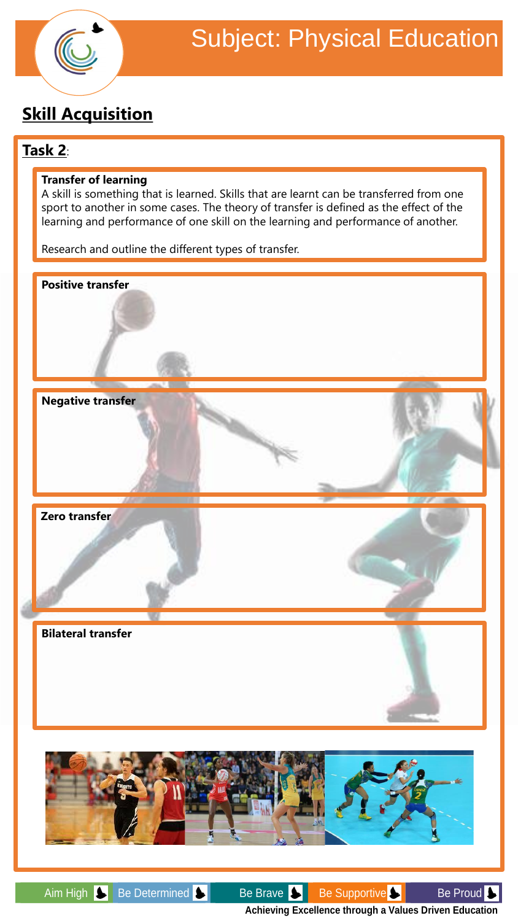# Subject: Physical Education

## Skill Acquisition

### Task 2:

**Transfer of learning**
A skill is something that is learned. Skills that are learnt can be transferred from one sport to another in some cases. The theory of transfer is defined as the effect of the learning and performance of one skill on the learning and performance of another.

Research and outline the different types of transfer.

**Positive transfer**

**Negative transfer**

**Zero transfer**

**Bilateral transfer**

Aim High | Be Determined | Be Brave | Be Supportive | Be Proud

**Achieving Excellence through a Values Driven Education**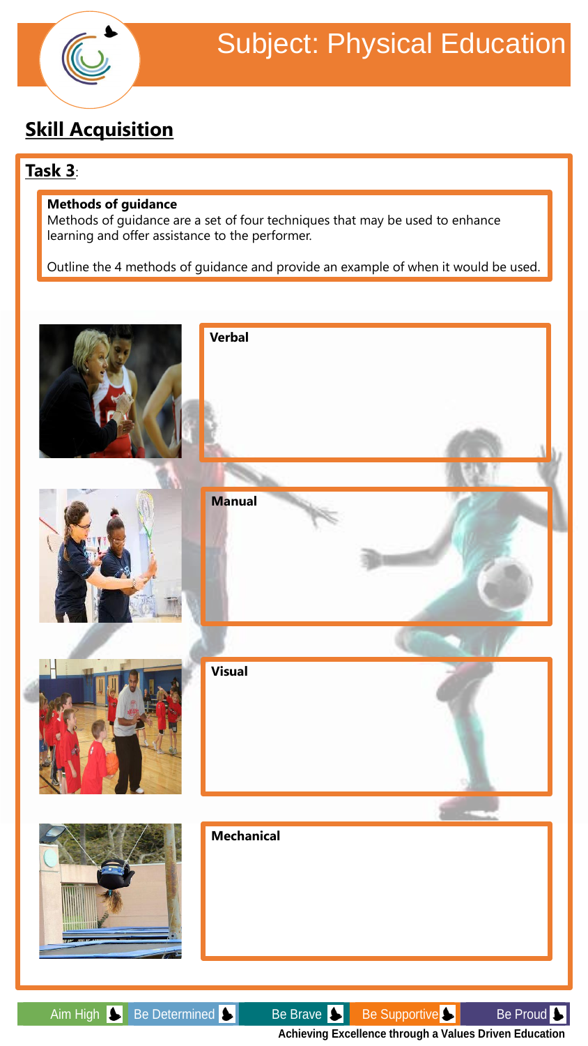# Subject: Physical Education

## Skill Acquisition

**Task 3**:

**Methods of guidance**

Methods of guidance are a set of four techniques that may be used to enhance learning and offer assistance to the performer.

Outline the 4 methods of guidance and provide an example of when it would be used.

**Verbal**

**Manual**

**Visual**

**Mechanical**

Aim High | Be Determined | Be Brave | Be Supportive | Be Proud

Achieving Excellence through a Values Driven Education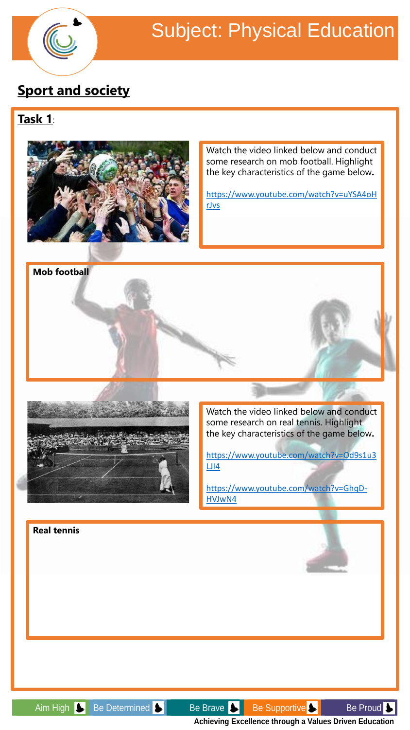# Subject: Physical Education

## Sport and society

**Task 1**:

Watch the video linked below and conduct some research on mob football. Highlight the key characteristics of the game below**.**

https://www.youtube.com/watch?v=uYSA4oHrJvs

**Mob football**

Watch the video linked below and conduct some research on real tennis. Highlight the key characteristics of the game below**.**

https://www.youtube.com/watch?v=Od9s1u3LJI4

https://www.youtube.com/watch?v=GhqD-HVJwN4

**Real tennis**

Aim High | Be Determined | Be Brave | Be Supportive | Be Proud

**Achieving Excellence through a Values Driven Education**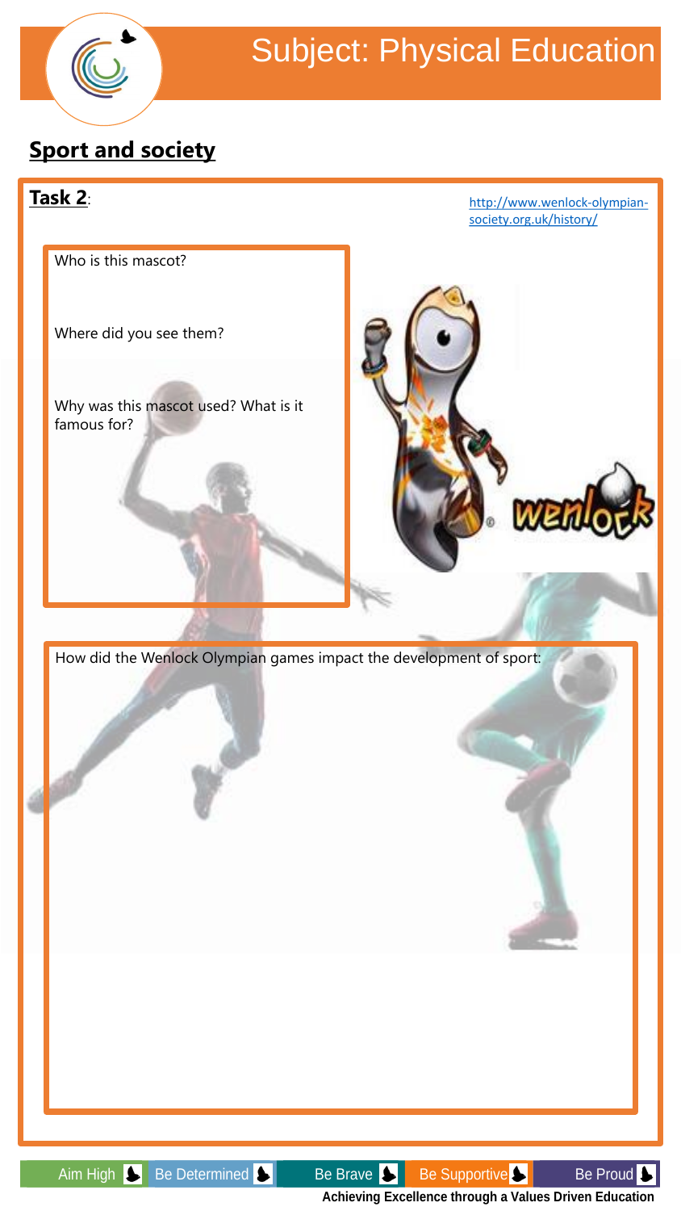## Sport and society

**Task 2**:

http://www.wenlock-olympian-society.org.uk/history/

Who is this mascot?

Where did you see them?

Why was this mascot used? What is it famous for?

How did the Wenlock Olympian games impact the development of sport: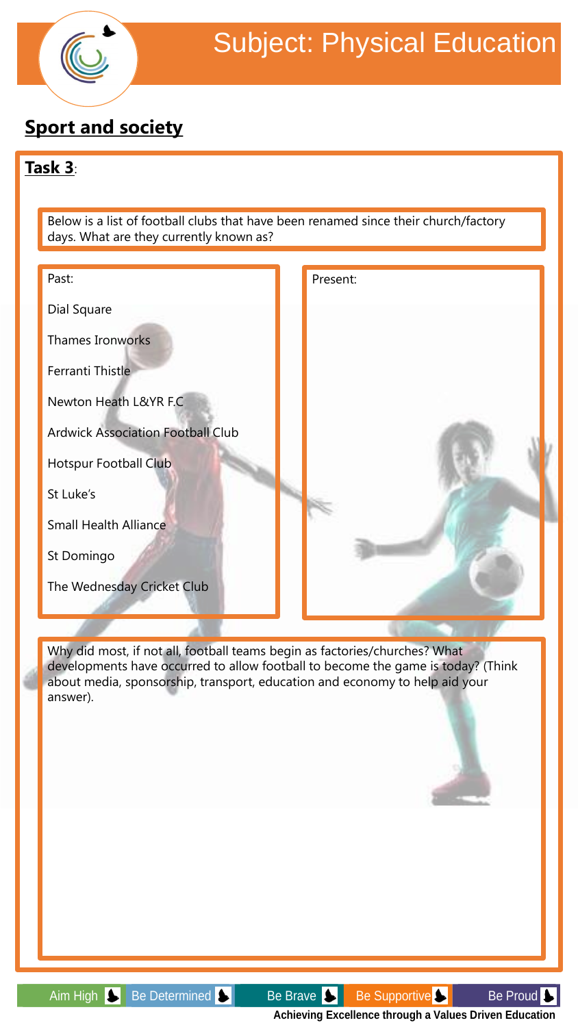# Subject: Physical Education

## Sport and society

**Task 3**:

Below is a list of football clubs that have been renamed since their church/factory days. What are they currently known as?

| Past: | Present: |
| --- | --- |
| Dial Square | |
| Thames Ironworks | |
| Ferranti Thistle | |
| Newton Heath L&YR F.C | |
| Ardwick Association Football Club | |
| Hotspur Football Club | |
| St Luke's | |
| Small Health Alliance | |
| St Domingo | |
| The Wednesday Cricket Club | |

Why did most, if not all, football teams begin as factories/churches? What developments have occurred to allow football to become the game is today? (Think about media, sponsorship, transport, education and economy to help aid your answer).

Aim High | Be Determined | Be Brave | Be Supportive | Be Proud

**Achieving Excellence through a Values Driven Education**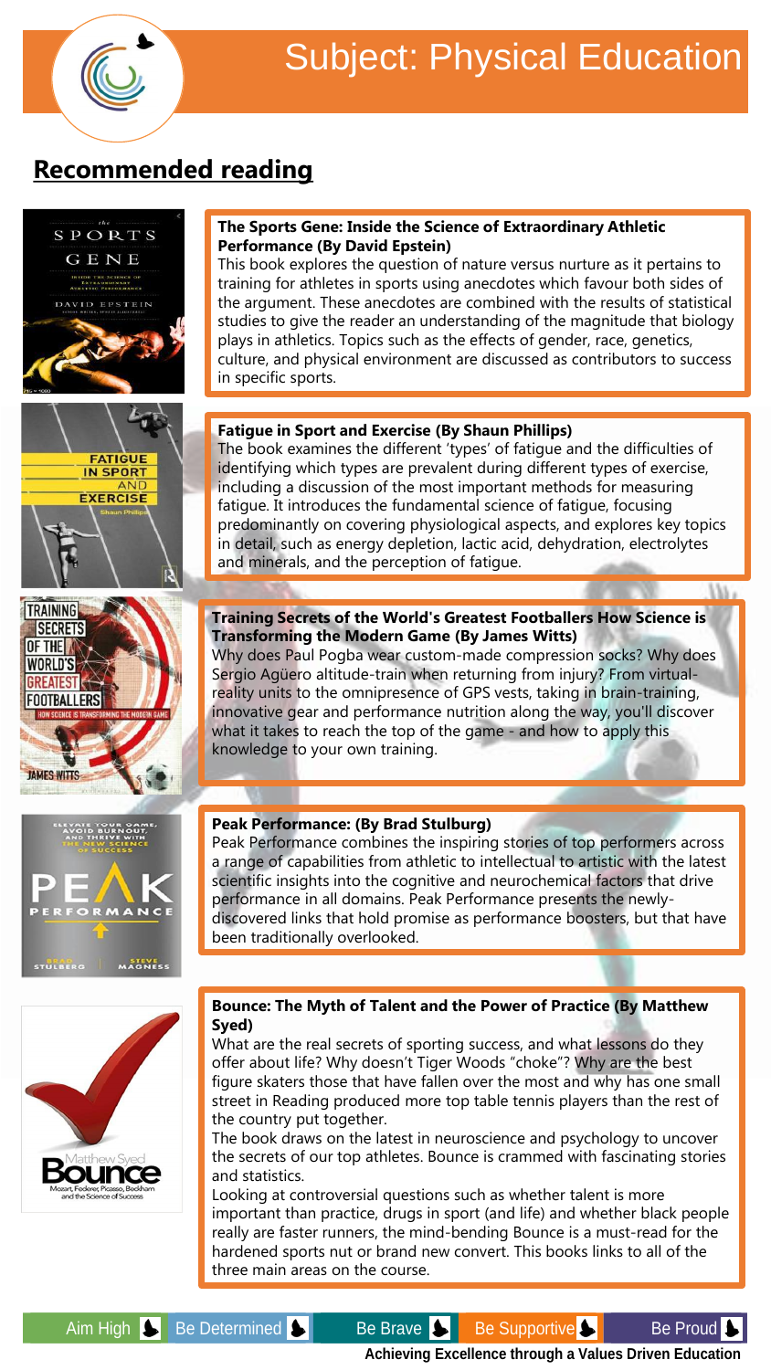# Subject: Physical Education

## Recommended reading

**The Sports Gene: Inside the Science of Extraordinary Athletic Performance (By David Epstein)**
This book explores the question of nature versus nurture as it pertains to training for athletes in sports using anecdotes which favour both sides of the argument. These anecdotes are combined with the results of statistical studies to give the reader an understanding of the magnitude that biology plays in athletics. Topics such as the effects of gender, race, genetics, culture, and physical environment are discussed as contributors to success in specific sports.

**Fatigue in Sport and Exercise (By Shaun Phillips)**
The book examines the different 'types' of fatigue and the difficulties of identifying which types are prevalent during different types of exercise, including a discussion of the most important methods for measuring fatigue. It introduces the fundamental science of fatigue, focusing predominantly on covering physiological aspects, and explores key topics in detail, such as energy depletion, lactic acid, dehydration, electrolytes and minerals, and the perception of fatigue.

**Training Secrets of the World's Greatest Footballers How Science is Transforming the Modern Game (By James Witts)**
Why does Paul Pogba wear custom-made compression socks? Why does Sergio Agüero altitude-train when returning from injury? From virtual-reality units to the omnipresence of GPS vests, taking in brain-training, innovative gear and performance nutrition along the way, you'll discover what it takes to reach the top of the game - and how to apply this knowledge to your own training.

**Peak Performance: (By Brad Stulburg)**
Peak Performance combines the inspiring stories of top performers across a range of capabilities from athletic to intellectual to artistic with the latest scientific insights into the cognitive and neurochemical factors that drive performance in all domains. Peak Performance presents the newly-discovered links that hold promise as performance boosters, but that have been traditionally overlooked.

**Bounce: The Myth of Talent and the Power of Practice (By Matthew Syed)**
What are the real secrets of sporting success, and what lessons do they offer about life? Why doesn't Tiger Woods "choke"? Why are the best figure skaters those that have fallen over the most and why has one small street in Reading produced more top table tennis players than the rest of the country put together.
The book draws on the latest in neuroscience and psychology to uncover the secrets of our top athletes. Bounce is crammed with fascinating stories and statistics.
Looking at controversial questions such as whether talent is more important than practice, drugs in sport (and life) and whether black people really are faster runners, the mind-bending Bounce is a must-read for the hardened sports nut or brand new convert. This books links to all of the three main areas on the course.

Aim High | Be Determined | Be Brave | Be Supportive | Be Proud

**Achieving Excellence through a Values Driven Education**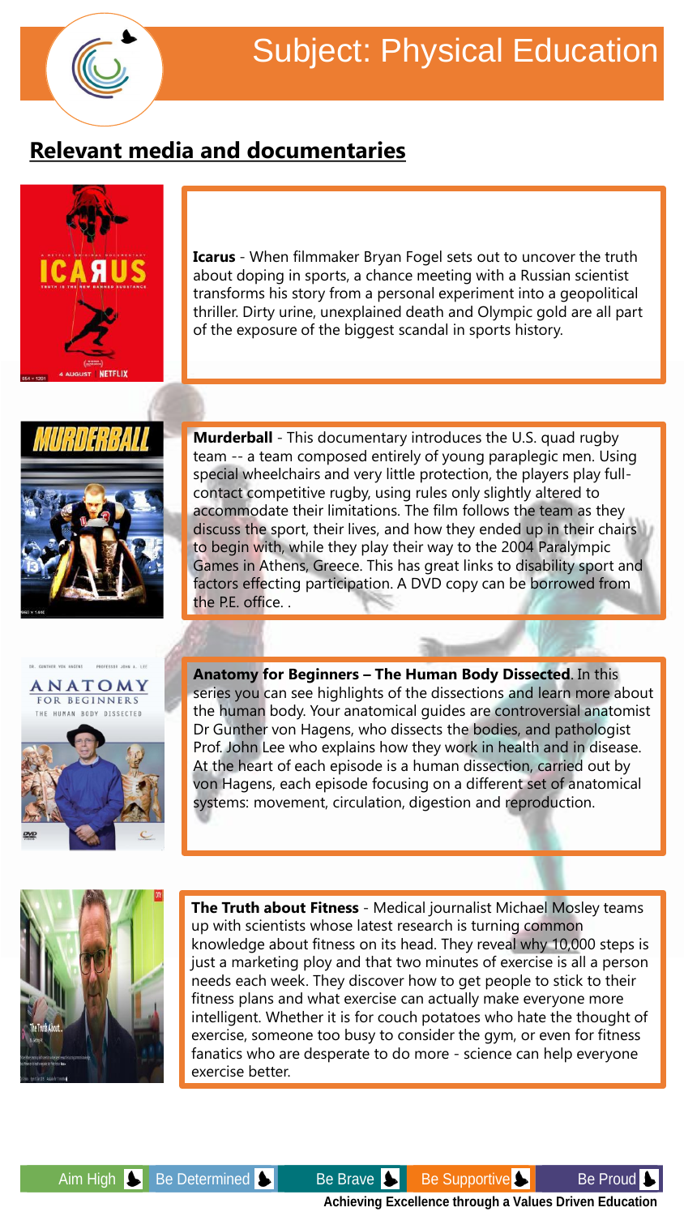# Subject: Physical Education

## Relevant media and documentaries

**Icarus** - When filmmaker Bryan Fogel sets out to uncover the truth about doping in sports, a chance meeting with a Russian scientist transforms his story from a personal experiment into a geopolitical thriller. Dirty urine, unexplained death and Olympic gold are all part of the exposure of the biggest scandal in sports history.

**Murderball** - This documentary introduces the U.S. quad rugby team -- a team composed entirely of young paraplegic men. Using special wheelchairs and very little protection, the players play full-contact competitive rugby, using rules only slightly altered to accommodate their limitations. The film follows the team as they discuss the sport, their lives, and how they ended up in their chairs to begin with, while they play their way to the 2004 Paralympic Games in Athens, Greece. This has great links to disability sport and factors effecting participation. A DVD copy can be borrowed from the P.E. office. .

**Anatomy for Beginners – The Human Body Dissected**. In this series you can see highlights of the dissections and learn more about the human body. Your anatomical guides are controversial anatomist Dr Gunther von Hagens, who dissects the bodies, and pathologist Prof. John Lee who explains how they work in health and in disease. At the heart of each episode is a human dissection, carried out by von Hagens, each episode focusing on a different set of anatomical systems: movement, circulation, digestion and reproduction.

**The Truth about Fitness** - Medical journalist Michael Mosley teams up with scientists whose latest research is turning common knowledge about fitness on its head. They reveal why 10,000 steps is just a marketing ploy and that two minutes of exercise is all a person needs each week. They discover how to get people to stick to their fitness plans and what exercise can actually make everyone more intelligent. Whether it is for couch potatoes who hate the thought of exercise, someone too busy to consider the gym, or even for fitness fanatics who are desperate to do more - science can help everyone exercise better.

Aim High | Be Determined | Be Brave | Be Supportive | Be Proud

**Achieving Excellence through a Values Driven Education**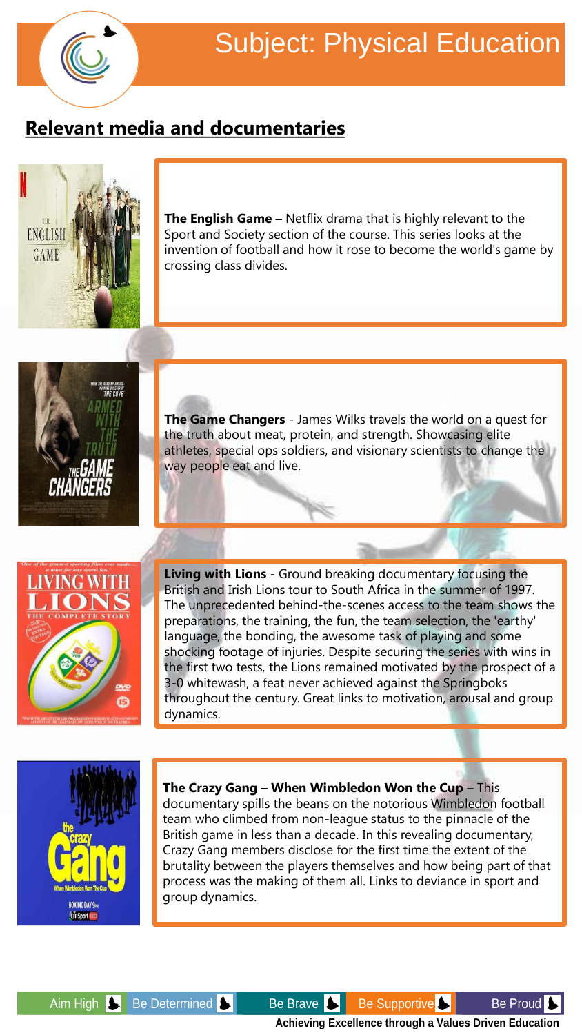# Subject: Physical Education

## Relevant media and documentaries

**The English Game –** Netflix drama that is highly relevant to the Sport and Society section of the course. This series looks at the invention of football and how it rose to become the world's game by crossing class divides.

**The Game Changers** - James Wilks travels the world on a quest for the truth about meat, protein, and strength. Showcasing elite athletes, special ops soldiers, and visionary scientists to change the way people eat and live.

**Living with Lions** - Ground breaking documentary focusing the British and Irish Lions tour to South Africa in the summer of 1997. The unprecedented behind-the-scenes access to the team shows the preparations, the training, the fun, the team selection, the 'earthy' language, the bonding, the awesome task of playing and some shocking footage of injuries. Despite securing the series with wins in the first two tests, the Lions remained motivated by the prospect of a 3-0 whitewash, a feat never achieved against the Springboks throughout the century. Great links to motivation, arousal and group dynamics.

**The Crazy Gang – When Wimbledon Won the Cup** – This documentary spills the beans on the notorious Wimbledon football team who climbed from non-league status to the pinnacle of the British game in less than a decade. In this revealing documentary, Crazy Gang members disclose for the first time the extent of the brutality between the players themselves and how being part of that process was the making of them all. Links to deviance in sport and group dynamics.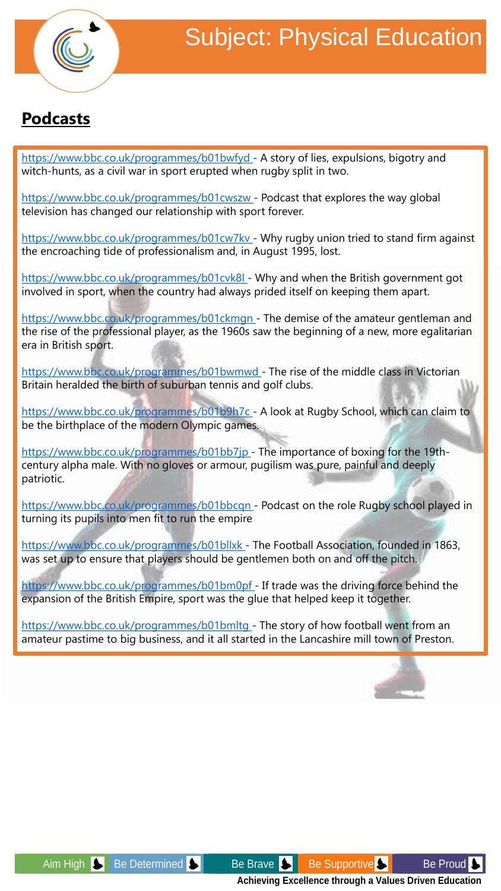# Subject: Physical Education

## Podcasts

https://www.bbc.co.uk/programmes/b01bwfyd - A story of lies, expulsions, bigotry and witch-hunts, as a civil war in sport erupted when rugby split in two.

https://www.bbc.co.uk/programmes/b01cwszw - Podcast that explores the way global television has changed our relationship with sport forever.

https://www.bbc.co.uk/programmes/b01cw7kv - Why rugby union tried to stand firm against the encroaching tide of professionalism and, in August 1995, lost.

https://www.bbc.co.uk/programmes/b01cvk8l - Why and when the British government got involved in sport, when the country had always prided itself on keeping them apart.

https://www.bbc.co.uk/programmes/b01ckmgn - The demise of the amateur gentleman and the rise of the professional player, as the 1960s saw the beginning of a new, more egalitarian era in British sport.

https://www.bbc.co.uk/programmes/b01bwmwd - The rise of the middle class in Victorian Britain heralded the birth of suburban tennis and golf clubs.

https://www.bbc.co.uk/programmes/b01b9h7c - A look at Rugby School, which can claim to be the birthplace of the modern Olympic games.

https://www.bbc.co.uk/programmes/b01bb7jp - The importance of boxing for the 19th-century alpha male. With no gloves or armour, pugilism was pure, painful and deeply patriotic.

https://www.bbc.co.uk/programmes/b01bbcqn - Podcast on the role Rugby school played in turning its pupils into men fit to run the empire

https://www.bbc.co.uk/programmes/b01bllxk - The Football Association, founded in 1863, was set up to ensure that players should be gentlemen both on and off the pitch.

https://www.bbc.co.uk/programmes/b01bm0pf - If trade was the driving force behind the expansion of the British Empire, sport was the glue that helped keep it together.

https://www.bbc.co.uk/programmes/b01bmltg - The story of how football went from an amateur pastime to big business, and it all started in the Lancashire mill town of Preston.

Aim High | Be Determined | Be Brave | Be Supportive | Be Proud

**Achieving Excellence through a Values Driven Education**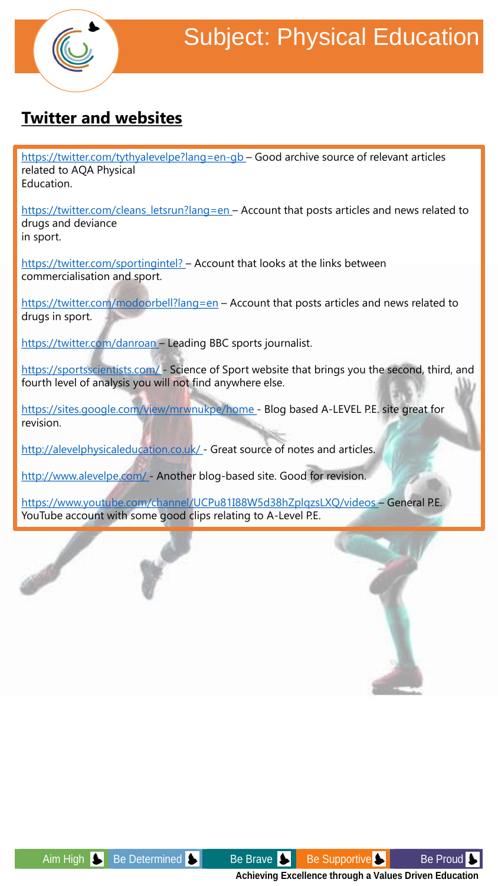# Subject: Physical Education

## Twitter and websites

https://twitter.com/tythyalevelpe?lang=en-gb – Good archive source of relevant articles related to AQA Physical Education.

https://twitter.com/cleans_letsrun?lang=en – Account that posts articles and news related to drugs and deviance in sport.

https://twitter.com/sportingintel? – Account that looks at the links between commercialisation and sport.

https://twitter.com/modoorbell?lang=en – Account that posts articles and news related to drugs in sport.

https://twitter.com/danroan – Leading BBC sports journalist.

https://sportsscientists.com/ - Science of Sport website that brings you the second, third, and fourth level of analysis you will not find anywhere else.

https://sites.google.com/view/mrwnukpe/home - Blog based A-LEVEL P.E. site great for revision.

http://alevelphysicaleducation.co.uk/ - Great source of notes and articles.

http://www.alevelpe.com/ - Another blog-based site. Good for revision.

https://www.youtube.com/channel/UCPu81I88W5d38hZplqzsLXQ/videos – General P.E. YouTube account with some good clips relating to A-Level P.E.

Aim High | Be Determined | Be Brave | Be Supportive | Be Proud

**Achieving Excellence through a Values Driven Education**